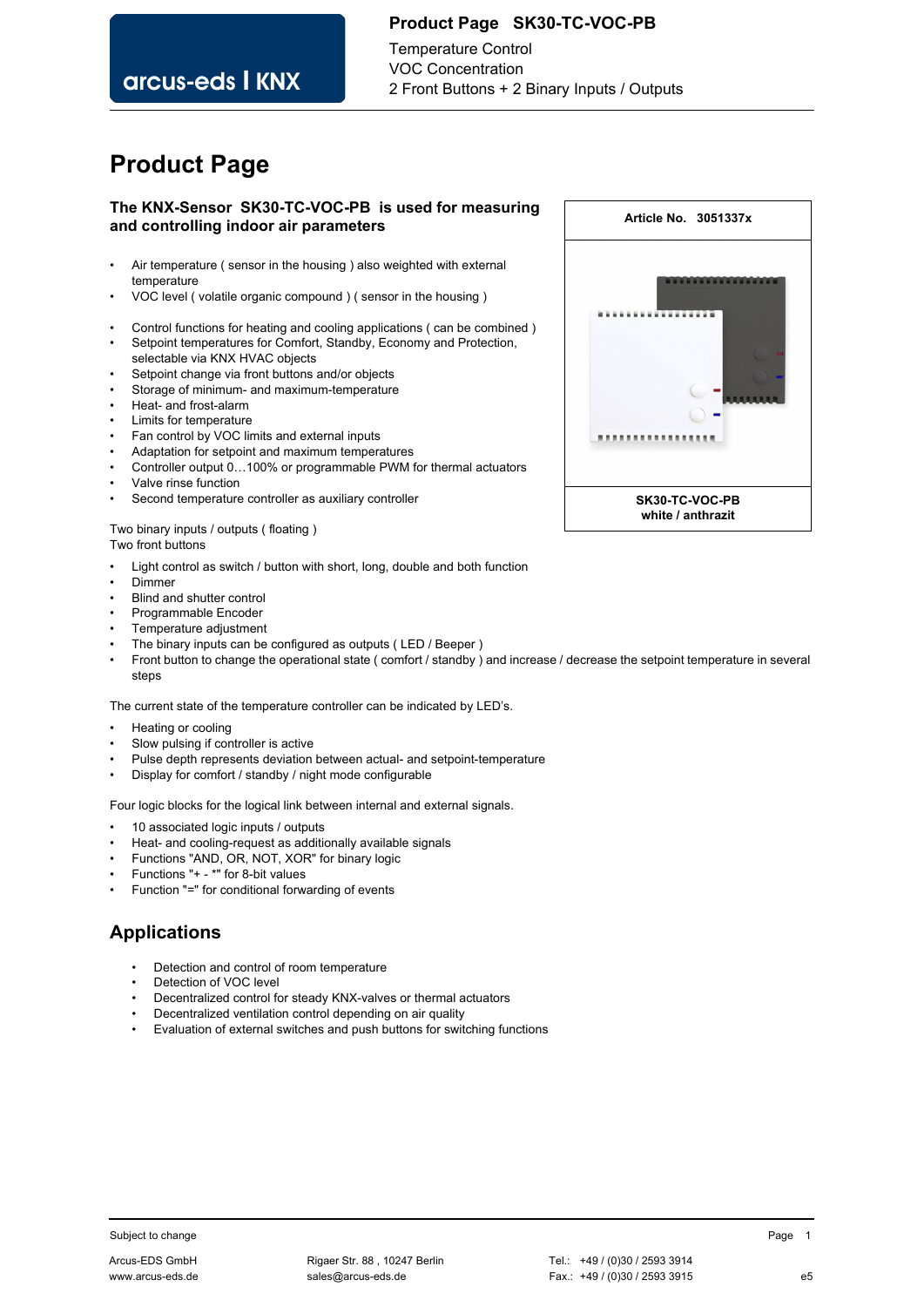# Product Page

**The KNX-Sensor SK30-TC-VOC-PB is used for measuring and controlling indoor air parameters**

| Article No. 3051337x |
|---|
| SK30-TC-VOC-PB<br>white / anthrazit |

- Air temperature ( sensor in the housing ) also weighted with external temperature
- VOC level ( volatile organic compound ) ( sensor in the housing )

- Control functions for heating and cooling applications ( can be combined )
- Setpoint temperatures for Comfort, Standby, Economy and Protection, selectable via KNX HVAC objects
- Setpoint change via front buttons and/or objects
- Storage of minimum- and maximum-temperature
- Heat- and frost-alarm
- Limits for temperature
- Fan control by VOC limits and external inputs
- Adaptation for setpoint and maximum temperatures
- Controller output 0…100% or programmable PWM for thermal actuators
- Valve rinse function
- Second temperature controller as auxiliary controller

Two binary inputs / outputs ( floating )
Two front buttons

- Light control as switch / button with short, long, double and both function
- Dimmer
- Blind and shutter control
- Programmable Encoder
- Temperature adjustment
- The binary inputs can be configured as outputs ( LED / Beeper )
- Front button to change the operational state ( comfort / standby ) and increase / decrease the setpoint temperature in several steps

The current state of the temperature controller can be indicated by LED's.

- Heating or cooling
- Slow pulsing if controller is active
- Pulse depth represents deviation between actual- and setpoint-temperature
- Display for comfort / standby / night mode configurable

Four logic blocks for the logical link between internal and external signals.

- 10 associated logic inputs / outputs
- Heat- and cooling-request as additionally available signals
- Functions "AND, OR, NOT, XOR" for binary logic
- Functions "+ - *" for 8-bit values
- Function "=" for conditional forwarding of events

## Applications

- Detection and control of room temperature
- Detection of VOC level
- Decentralized control for steady KNX-valves or thermal actuators
- Decentralized ventilation control depending on air quality
- Evaluation of external switches and push buttons for switching functions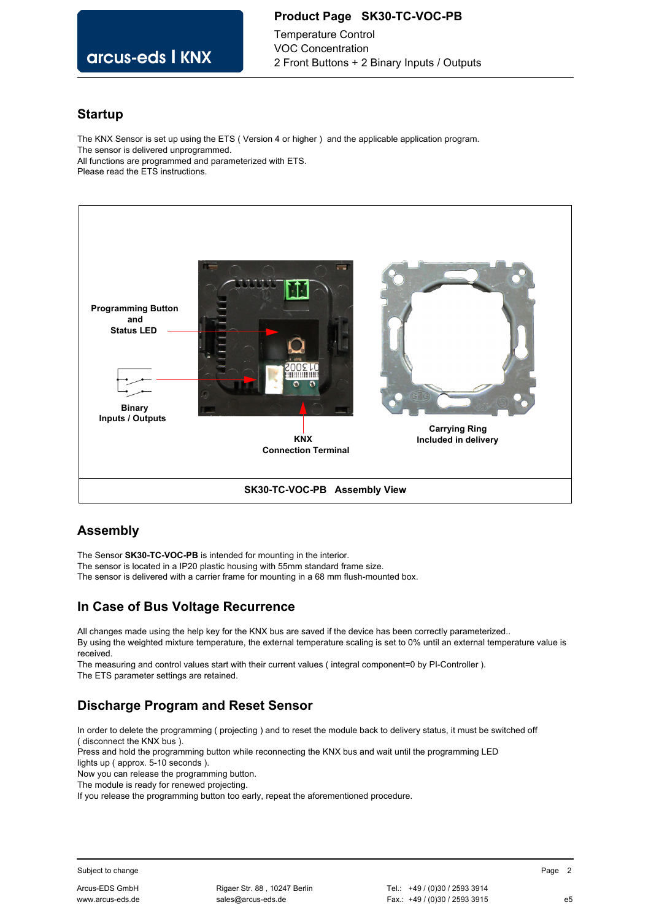## Startup

The KNX Sensor is set up using the ETS ( Version 4 or higher ) and the applicable application program.
The sensor is delivered unprogrammed.
All functions are programmed and parameterized with ETS.
Please read the ETS instructions.

Programming Button and Status LED

Binary Inputs / Outputs

KNX Connection Terminal

Carrying Ring Included in delivery

**SK30-TC-VOC-PB Assembly View**

## Assembly

The Sensor **SK30-TC-VOC-PB** is intended for mounting in the interior.
The sensor is located in a IP20 plastic housing with 55mm standard frame size.
The sensor is delivered with a carrier frame for mounting in a 68 mm flush-mounted box.

## In Case of Bus Voltage Recurrence

All changes made using the help key for the KNX bus are saved if the device has been correctly parameterized..
By using the weighted mixture temperature, the external temperature scaling is set to 0% until an external temperature value is received.
The measuring and control values start with their current values ( integral component=0 by PI-Controller ).
The ETS parameter settings are retained.

## Discharge Program and Reset Sensor

In order to delete the programming ( projecting ) and to reset the module back to delivery status, it must be switched off ( disconnect the KNX bus ).
Press and hold the programming button while reconnecting the KNX bus and wait until the programming LED lights up ( approx. 5-10 seconds ).
Now you can release the programming button.
The module is ready for renewed projecting.
If you release the programming button too early, repeat the aforementioned procedure.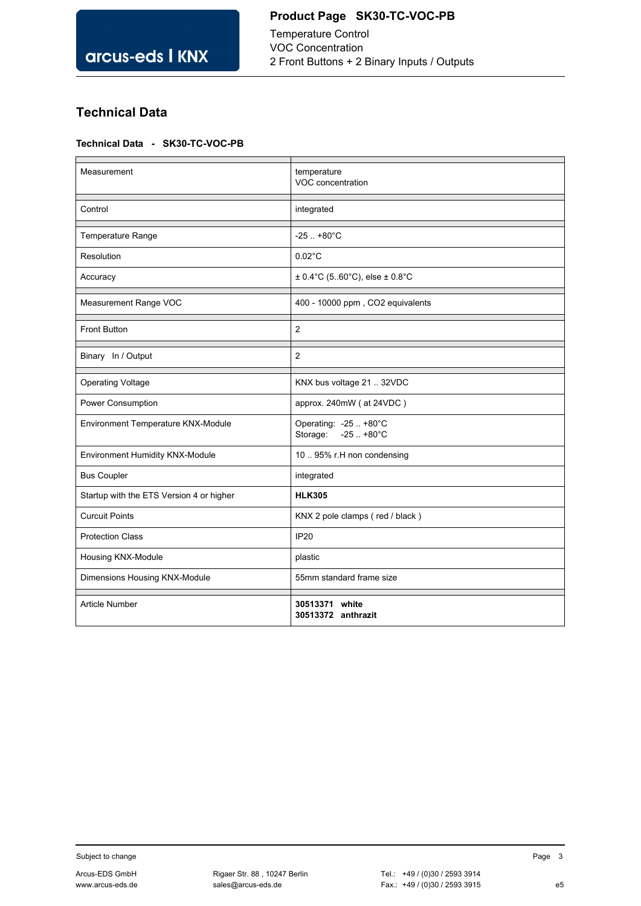## Technical Data

**Technical Data - SK30-TC-VOC-PB**

| | |
|---|---|
| Measurement | temperature<br>VOC concentration |
| Control | integrated |
| Temperature Range | -25 .. +80°C |
| Resolution | 0.02°C |
| Accuracy | ± 0.4°C (5..60°C), else ± 0.8°C |
| Measurement Range VOC | 400 - 10000 ppm , CO2 equivalents |
| Front Button | 2 |
| Binary In / Output | 2 |
| Operating Voltage | KNX bus voltage 21 .. 32VDC |
| Power Consumption | approx. 240mW ( at 24VDC ) |
| Environment Temperature KNX-Module | Operating: -25 .. +80°C<br>Storage: -25 .. +80°C |
| Environment Humidity KNX-Module | 10 .. 95% r.H non condensing |
| Bus Coupler | integrated |
| Startup with the ETS Version 4 or higher | **HLK305** |
| Curcuit Points | KNX 2 pole clamps ( red / black ) |
| Protection Class | IP20 |
| Housing KNX-Module | plastic |
| Dimensions Housing KNX-Module | 55mm standard frame size |
| Article Number | **30513371 white**<br>**30513372 anthrazit** |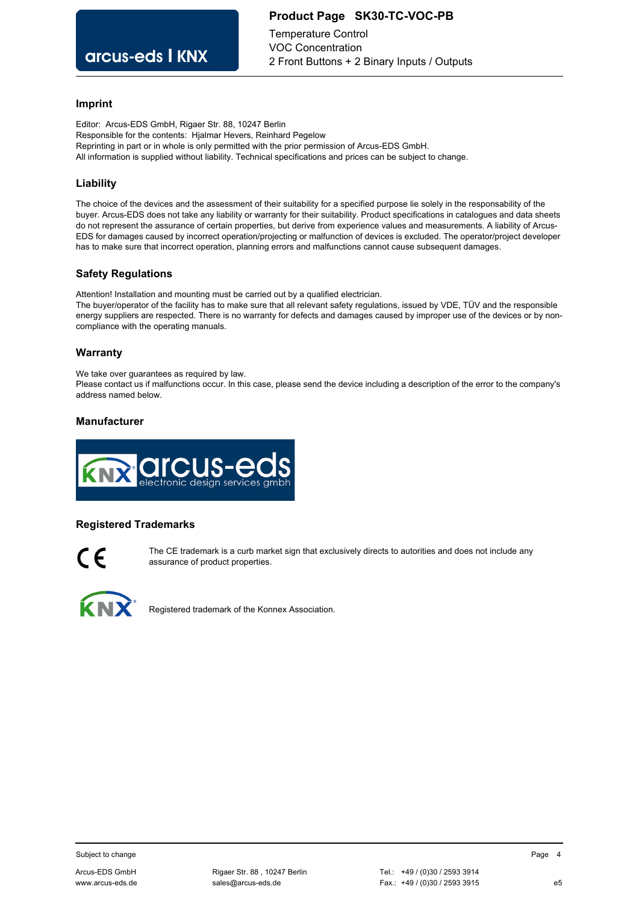## Imprint

Editor: Arcus-EDS GmbH, Rigaer Str. 88, 10247 Berlin
Responsible for the contents: Hjalmar Hevers, Reinhard Pegelow
Reprinting in part or in whole is only permitted with the prior permission of Arcus-EDS GmbH.
All information is supplied without liability. Technical specifications and prices can be subject to change.

## Liability

The choice of the devices and the assessment of their suitability for a specified purpose lie solely in the responsability of the buyer. Arcus-EDS does not take any liability or warranty for their suitability. Product specifications in catalogues and data sheets do not represent the assurance of certain properties, but derive from experience values and measurements. A liability of Arcus-EDS for damages caused by incorrect operation/projecting or malfunction of devices is excluded. The operator/project developer has to make sure that incorrect operation, planning errors and malfunctions cannot cause subsequent damages.

## Safety Regulations

Attention! Installation and mounting must be carried out by a qualified electrician.
The buyer/operator of the facility has to make sure that all relevant safety regulations, issued by VDE, TÜV and the responsible energy suppliers are respected. There is no warranty for defects and damages caused by improper use of the devices or by non-compliance with the operating manuals.

## Warranty

We take over guarantees as required by law.
Please contact us if malfunctions occur. In this case, please send the device including a description of the error to the company's address named below.

## Manufacturer

KNX arcus-eds
electronic design services gmbh

## Registered Trademarks

The CE trademark is a curb market sign that exclusively directs to autorities and does not include any assurance of product properties.

Registered trademark of the Konnex Association.